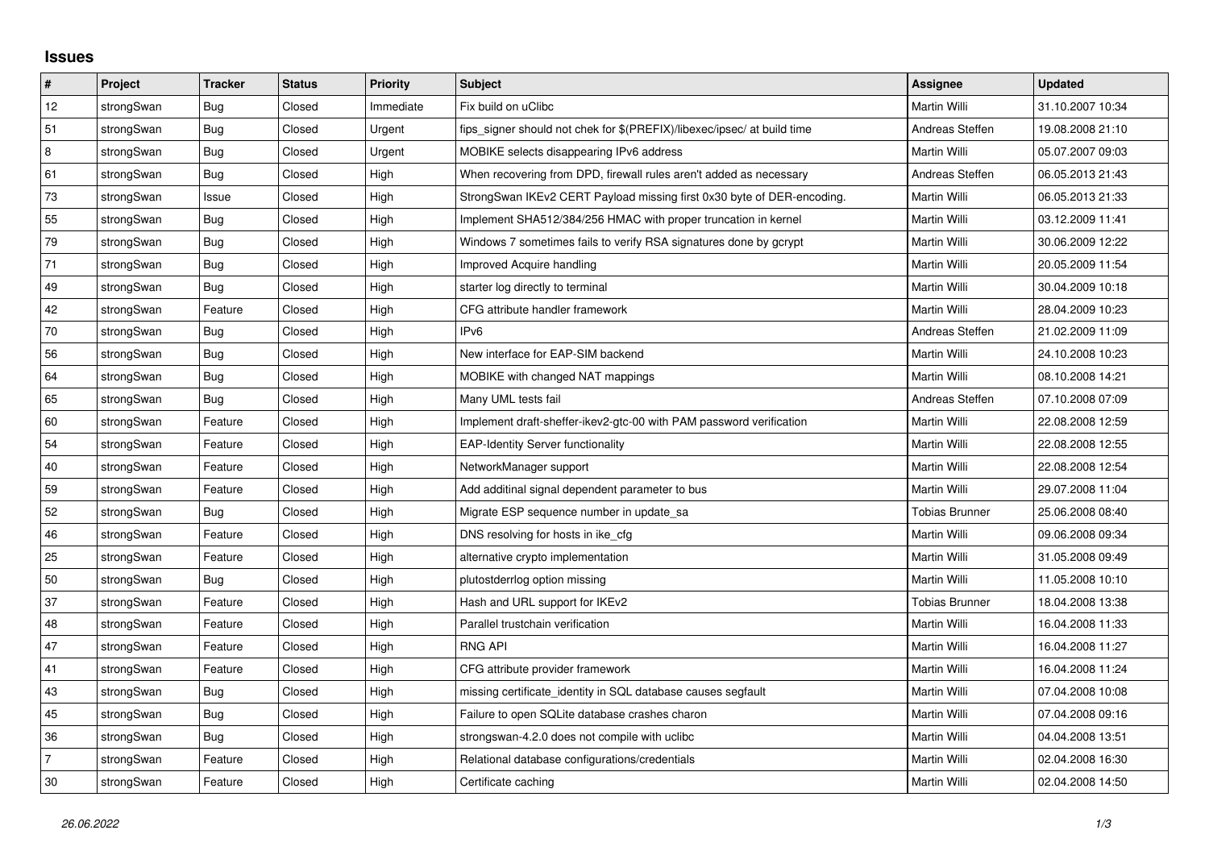## Issues

| # | Project | Tracker | Status | Priority | Subject | Assignee | Updated |
|---|---|---|---|---|---|---|---|
| 12 | strongSwan | Bug | Closed | Immediate | Fix build on uClibc | Martin Willi | 31.10.2007 10:34 |
| 51 | strongSwan | Bug | Closed | Urgent | fips_signer should not chek for $(PREFIX)/libexec/ipsec/ at build time | Andreas Steffen | 19.08.2008 21:10 |
| 8 | strongSwan | Bug | Closed | Urgent | MOBIKE selects disappearing IPv6 address | Martin Willi | 05.07.2007 09:03 |
| 61 | strongSwan | Bug | Closed | High | When recovering from DPD, firewall rules aren't added as necessary | Andreas Steffen | 06.05.2013 21:43 |
| 73 | strongSwan | Issue | Closed | High | StrongSwan IKEv2 CERT Payload missing first 0x30 byte of DER-encoding. | Martin Willi | 06.05.2013 21:33 |
| 55 | strongSwan | Bug | Closed | High | Implement SHA512/384/256 HMAC with proper truncation in kernel | Martin Willi | 03.12.2009 11:41 |
| 79 | strongSwan | Bug | Closed | High | Windows 7 sometimes fails to verify RSA signatures done by gcrypt | Martin Willi | 30.06.2009 12:22 |
| 71 | strongSwan | Bug | Closed | High | Improved Acquire handling | Martin Willi | 20.05.2009 11:54 |
| 49 | strongSwan | Bug | Closed | High | starter log directly to terminal | Martin Willi | 30.04.2009 10:18 |
| 42 | strongSwan | Feature | Closed | High | CFG attribute handler framework | Martin Willi | 28.04.2009 10:23 |
| 70 | strongSwan | Bug | Closed | High | IPv6 | Andreas Steffen | 21.02.2009 11:09 |
| 56 | strongSwan | Bug | Closed | High | New interface for EAP-SIM backend | Martin Willi | 24.10.2008 10:23 |
| 64 | strongSwan | Bug | Closed | High | MOBIKE with changed NAT mappings | Martin Willi | 08.10.2008 14:21 |
| 65 | strongSwan | Bug | Closed | High | Many UML tests fail | Andreas Steffen | 07.10.2008 07:09 |
| 60 | strongSwan | Feature | Closed | High | Implement draft-sheffer-ikev2-gtc-00 with PAM password verification | Martin Willi | 22.08.2008 12:59 |
| 54 | strongSwan | Feature | Closed | High | EAP-Identity Server functionality | Martin Willi | 22.08.2008 12:55 |
| 40 | strongSwan | Feature | Closed | High | NetworkManager support | Martin Willi | 22.08.2008 12:54 |
| 59 | strongSwan | Feature | Closed | High | Add additinal signal dependent parameter to bus | Martin Willi | 29.07.2008 11:04 |
| 52 | strongSwan | Bug | Closed | High | Migrate ESP sequence number in update_sa | Tobias Brunner | 25.06.2008 08:40 |
| 46 | strongSwan | Feature | Closed | High | DNS resolving for hosts in ike_cfg | Martin Willi | 09.06.2008 09:34 |
| 25 | strongSwan | Feature | Closed | High | alternative crypto implementation | Martin Willi | 31.05.2008 09:49 |
| 50 | strongSwan | Bug | Closed | High | plutostderrlog option missing | Martin Willi | 11.05.2008 10:10 |
| 37 | strongSwan | Feature | Closed | High | Hash and URL support for IKEv2 | Tobias Brunner | 18.04.2008 13:38 |
| 48 | strongSwan | Feature | Closed | High | Parallel trustchain verification | Martin Willi | 16.04.2008 11:33 |
| 47 | strongSwan | Feature | Closed | High | RNG API | Martin Willi | 16.04.2008 11:27 |
| 41 | strongSwan | Feature | Closed | High | CFG attribute provider framework | Martin Willi | 16.04.2008 11:24 |
| 43 | strongSwan | Bug | Closed | High | missing certificate_identity in SQL database causes segfault | Martin Willi | 07.04.2008 10:08 |
| 45 | strongSwan | Bug | Closed | High | Failure to open SQLite database crashes charon | Martin Willi | 07.04.2008 09:16 |
| 36 | strongSwan | Bug | Closed | High | strongswan-4.2.0 does not compile with uclibc | Martin Willi | 04.04.2008 13:51 |
| 7 | strongSwan | Feature | Closed | High | Relational database configurations/credentials | Martin Willi | 02.04.2008 16:30 |
| 30 | strongSwan | Feature | Closed | High | Certificate caching | Martin Willi | 02.04.2008 14:50 |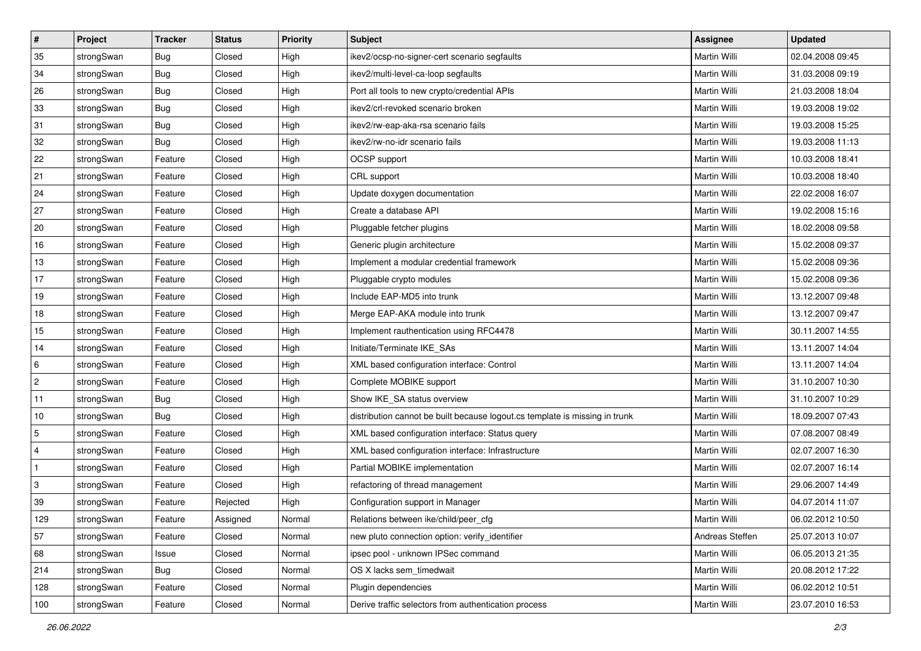| # | Project | Tracker | Status | Priority | Subject | Assignee | Updated |
|---|---|---|---|---|---|---|---|
| 35 | strongSwan | Bug | Closed | High | ikev2/ocsp-no-signer-cert scenario segfaults | Martin Willi | 02.04.2008 09:45 |
| 34 | strongSwan | Bug | Closed | High | ikev2/multi-level-ca-loop segfaults | Martin Willi | 31.03.2008 09:19 |
| 26 | strongSwan | Bug | Closed | High | Port all tools to new crypto/credential APIs | Martin Willi | 21.03.2008 18:04 |
| 33 | strongSwan | Bug | Closed | High | ikev2/crl-revoked scenario broken | Martin Willi | 19.03.2008 19:02 |
| 31 | strongSwan | Bug | Closed | High | ikev2/rw-eap-aka-rsa scenario fails | Martin Willi | 19.03.2008 15:25 |
| 32 | strongSwan | Bug | Closed | High | ikev2/rw-no-idr scenario fails | Martin Willi | 19.03.2008 11:13 |
| 22 | strongSwan | Feature | Closed | High | OCSP support | Martin Willi | 10.03.2008 18:41 |
| 21 | strongSwan | Feature | Closed | High | CRL support | Martin Willi | 10.03.2008 18:40 |
| 24 | strongSwan | Feature | Closed | High | Update doxygen documentation | Martin Willi | 22.02.2008 16:07 |
| 27 | strongSwan | Feature | Closed | High | Create a database API | Martin Willi | 19.02.2008 15:16 |
| 20 | strongSwan | Feature | Closed | High | Pluggable fetcher plugins | Martin Willi | 18.02.2008 09:58 |
| 16 | strongSwan | Feature | Closed | High | Generic plugin architecture | Martin Willi | 15.02.2008 09:37 |
| 13 | strongSwan | Feature | Closed | High | Implement a modular credential framework | Martin Willi | 15.02.2008 09:36 |
| 17 | strongSwan | Feature | Closed | High | Pluggable crypto modules | Martin Willi | 15.02.2008 09:36 |
| 19 | strongSwan | Feature | Closed | High | Include EAP-MD5 into trunk | Martin Willi | 13.12.2007 09:48 |
| 18 | strongSwan | Feature | Closed | High | Merge EAP-AKA module into trunk | Martin Willi | 13.12.2007 09:47 |
| 15 | strongSwan | Feature | Closed | High | Implement rauthentication using RFC4478 | Martin Willi | 30.11.2007 14:55 |
| 14 | strongSwan | Feature | Closed | High | Initiate/Terminate IKE_SAs | Martin Willi | 13.11.2007 14:04 |
| 6 | strongSwan | Feature | Closed | High | XML based configuration interface: Control | Martin Willi | 13.11.2007 14:04 |
| 2 | strongSwan | Feature | Closed | High | Complete MOBIKE support | Martin Willi | 31.10.2007 10:30 |
| 11 | strongSwan | Bug | Closed | High | Show IKE_SA status overview | Martin Willi | 31.10.2007 10:29 |
| 10 | strongSwan | Bug | Closed | High | distribution cannot be built because logout.cs template is missing in trunk | Martin Willi | 18.09.2007 07:43 |
| 5 | strongSwan | Feature | Closed | High | XML based configuration interface: Status query | Martin Willi | 07.08.2007 08:49 |
| 4 | strongSwan | Feature | Closed | High | XML based configuration interface: Infrastructure | Martin Willi | 02.07.2007 16:30 |
| 1 | strongSwan | Feature | Closed | High | Partial MOBIKE implementation | Martin Willi | 02.07.2007 16:14 |
| 3 | strongSwan | Feature | Closed | High | refactoring of thread management | Martin Willi | 29.06.2007 14:49 |
| 39 | strongSwan | Feature | Rejected | High | Configuration support in Manager | Martin Willi | 04.07.2014 11:07 |
| 129 | strongSwan | Feature | Assigned | Normal | Relations between ike/child/peer_cfg | Martin Willi | 06.02.2012 10:50 |
| 57 | strongSwan | Feature | Closed | Normal | new pluto connection option: verify_identifier | Andreas Steffen | 25.07.2013 10:07 |
| 68 | strongSwan | Issue | Closed | Normal | ipsec pool - unknown IPSec command | Martin Willi | 06.05.2013 21:35 |
| 214 | strongSwan | Bug | Closed | Normal | OS X lacks sem_timedwait | Martin Willi | 20.08.2012 17:22 |
| 128 | strongSwan | Feature | Closed | Normal | Plugin dependencies | Martin Willi | 06.02.2012 10:51 |
| 100 | strongSwan | Feature | Closed | Normal | Derive traffic selectors from authentication process | Martin Willi | 23.07.2010 16:53 |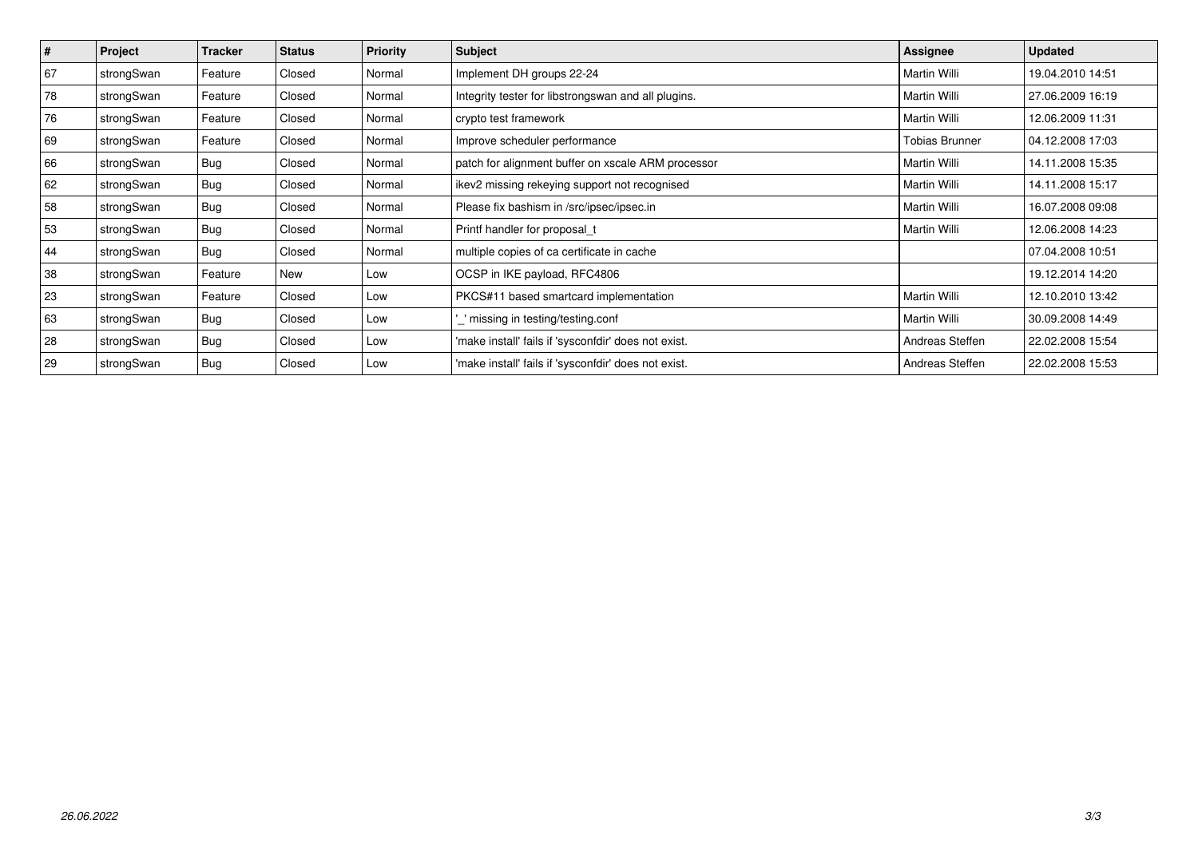| # | Project | Tracker | Status | Priority | Subject | Assignee | Updated |
|---|---|---|---|---|---|---|---|
| 67 | strongSwan | Feature | Closed | Normal | Implement DH groups 22-24 | Martin Willi | 19.04.2010 14:51 |
| 78 | strongSwan | Feature | Closed | Normal | Integrity tester for libstrongswan and all plugins. | Martin Willi | 27.06.2009 16:19 |
| 76 | strongSwan | Feature | Closed | Normal | crypto test framework | Martin Willi | 12.06.2009 11:31 |
| 69 | strongSwan | Feature | Closed | Normal | Improve scheduler performance | Tobias Brunner | 04.12.2008 17:03 |
| 66 | strongSwan | Bug | Closed | Normal | patch for alignment buffer on xscale ARM processor | Martin Willi | 14.11.2008 15:35 |
| 62 | strongSwan | Bug | Closed | Normal | ikev2 missing rekeying support not recognised | Martin Willi | 14.11.2008 15:17 |
| 58 | strongSwan | Bug | Closed | Normal | Please fix bashism in /src/ipsec/ipsec.in | Martin Willi | 16.07.2008 09:08 |
| 53 | strongSwan | Bug | Closed | Normal | Printf handler for proposal_t | Martin Willi | 12.06.2008 14:23 |
| 44 | strongSwan | Bug | Closed | Normal | multiple copies of ca certificate in cache | | 07.04.2008 10:51 |
| 38 | strongSwan | Feature | New | Low | OCSP in IKE payload, RFC4806 | | 19.12.2014 14:20 |
| 23 | strongSwan | Feature | Closed | Low | PKCS#11 based smartcard implementation | Martin Willi | 12.10.2010 13:42 |
| 63 | strongSwan | Bug | Closed | Low | '_' missing in testing/testing.conf | Martin Willi | 30.09.2008 14:49 |
| 28 | strongSwan | Bug | Closed | Low | 'make install' fails if 'sysconfdir' does not exist. | Andreas Steffen | 22.02.2008 15:54 |
| 29 | strongSwan | Bug | Closed | Low | 'make install' fails if 'sysconfdir' does not exist. | Andreas Steffen | 22.02.2008 15:53 |